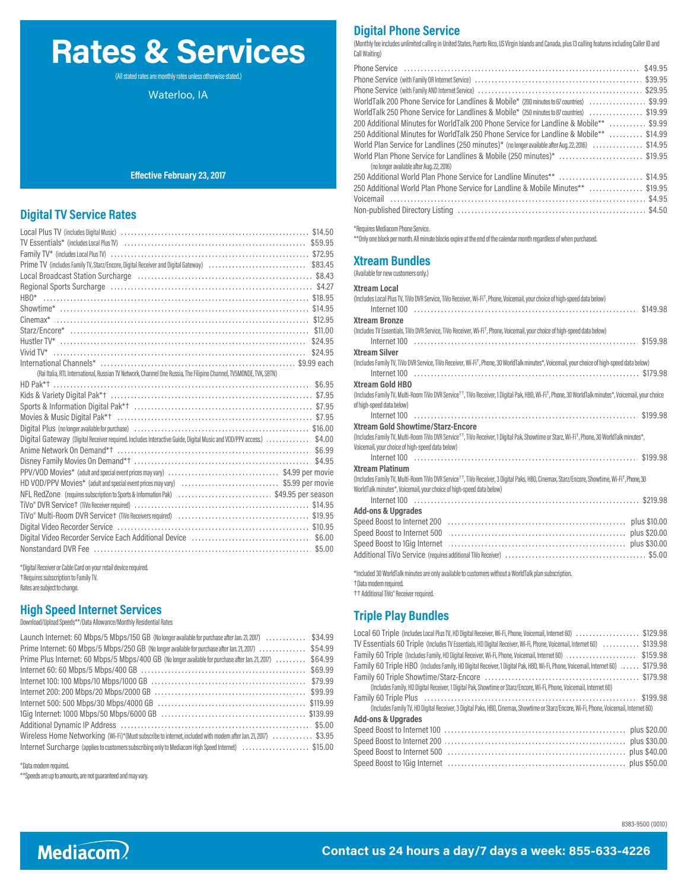# Rates & Services

(All stated rates are monthly rates unless otherwise stated.)

Waterloo, IA

**Effective February 23, 2017**

## Digital TV Service Rates

| Service | Rate |
|---|---|
| Local Plus TV (includes Digital Music) | $14.50 |
| TV Essentials* (includes Local Plus TV) | $59.95 |
| Family TV* (includes Local Plus TV) | $72.95 |
| Prime TV (includes Family TV, Starz/Encore, Digital Receiver and Digital Gateway) | $83.45 |
| Local Broadcast Station Surcharge | $8.43 |
| Regional Sports Surcharge | $4.27 |
| HBO* | $18.95 |
| Showtime* | $14.95 |
| Cinemax* | $12.95 |
| Starz/Encore* | $11.00 |
| Hustler TV* | $24.95 |
| Vivid TV* | $24.95 |
| International Channels* (Rai Italia, RTL International, Russian TV Network, Channel One Russia, The Filipino Channel, TV5MONDE, TVK, SBTN) | $9.99 each |
| HD Pak*† | $6.95 |
| Kids & Variety Digital Pak*† | $7.95 |
| Sports & Information Digital Pak*† | $7.95 |
| Movies & Music Digital Pak*† | $7.95 |
| Digital Plus (no longer available for purchase) | $16.00 |
| Digital Gateway (Digital Receiver required. Includes Interactive Guide, Digital Music and VOD/PPV access.) | $4.00 |
| Anime Network On Demand*† | $6.99 |
| Disney Family Movies On Demand*† | $4.95 |
| PPV/VOD Movies* (adult and special event prices may vary) | $4.99 per movie |
| HD VOD/PPV Movies* (adult and special event prices may vary) | $5.99 per movie |
| NFL RedZone (requires subscription to Sports & Information Pak) | $49.95 per season |
| TiVo® DVR Service† (TiVo Receiver required) | $14.95 |
| TiVo® Multi-Room DVR Service† (TiVo Receivers required) | $19.95 |
| Digital Video Recorder Service | $10.95 |
| Digital Video Recorder Service Each Additional Device | $6.00 |
| Nonstandard DVR Fee | $5.00 |

*Digital Receiver or Cable Card on your retail device required.
†Requires subscription to Family TV.
Rates are subject to change.

## High Speed Internet Services

Download/Upload Speeds**/Data Allowance/Monthly Residential Rates

| Service | Rate |
|---|---|
| Launch Internet: 60 Mbps/5 Mbps/150 GB (No longer available for purchase after Jan. 21, 2017) | $34.99 |
| Prime Internet: 60 Mbps/5 Mbps/250 GB (No longer available for purchase after Jan. 21, 2017) | $54.99 |
| Prime Plus Internet: 60 Mbps/5 Mbps/400 GB (No longer available for purchase after Jan. 21, 2017) | $64.99 |
| Internet 60: 60 Mbps/5 Mbps/400 GB | $69.99 |
| Internet 100: 100 Mbps/10 Mbps/1000 GB | $79.99 |
| Internet 200: 200 Mbps/20 Mbps/2000 GB | $99.99 |
| Internet 500: 500 Mbps/30 Mbps/4000 GB | $119.99 |
| 1Gig Internet: 1000 Mbps/50 Mbps/6000 GB | $139.99 |
| Additional Dynamic IP Address | $5.00 |
| Wireless Home Networking (Wi-Fi)*(Must subscribe to internet, included with modem after Jan. 21, 2017) | $3.95 |
| Internet Surcharge (applies to customers subscribing only to Mediacom High Speed Internet) | $15.00 |

*Data modem required.
**Speeds are up to amounts, are not guaranteed and may vary.

## Digital Phone Service

(Monthly fee includes unlimited calling in United States, Puerto Rico, US Virgin Islands and Canada, plus 13 calling features including Caller ID and Call Waiting)

| Service | Rate |
|---|---|
| Phone Service | $49.95 |
| Phone Service (with Family OR Internet Service) | $39.95 |
| Phone Service (with Family AND Internet Service) | $29.95 |
| WorldTalk 200 Phone Service for Landlines & Mobile* (200 minutes to 67 countries) | $9.99 |
| WorldTalk 250 Phone Service for Landlines & Mobile* (250 minutes to 87 countries) | $19.99 |
| 200 Additional Minutes for WorldTalk 200 Phone Service for Landline & Mobile** | $9.99 |
| 250 Additional Minutes for WorldTalk 250 Phone Service for Landline & Mobile** | $14.99 |
| World Plan Service for Landlines (250 minutes)* (no longer available after Aug. 22, 2016) | $14.95 |
| World Plan Phone Service for Landlines & Mobile (250 minutes)* (no longer available after Aug. 22, 2016) | $19.95 |
| 250 Additional World Plan Phone Service for Landline Minutes** | $14.95 |
| 250 Additional World Plan Phone Service for Landline & Mobile Minutes** | $19.95 |
| Voicemail | $4.95 |
| Non-published Directory Listing | $4.50 |

*Requires Mediacom Phone Service.
**Only one block per month. All minute blocks expire at the end of the calendar month regardless of when purchased.

## Xtream Bundles

(Available for new customers only.)

**Xtream Local**
(Includes Local Plus TV, TiVo DVR Service, TiVo Receiver, Wi-Fi†, Phone, Voicemail, your choice of high-speed data below)
Internet 100 ... $149.98

**Xtream Bronze**
(Includes TV Essentials, TiVo DVR Service, TiVo Receiver, Wi-Fi†, Phone, Voicemail, your choice of high-speed data below)
Internet 100 ... $159.98

**Xtream Silver**
(Includes Family TV, TiVo DVR Service, TiVo Receiver, Wi-Fi†, Phone, 30 WorldTalk minutes*, Voicemail, your choice of high-speed data below)
Internet 100 ... $179.98

**Xtream Gold HBO**
(Includes Family TV, Multi-Room TiVo DVR Service††, TiVo Receiver, 1 Digital Pak, HBO, Wi-Fi†, Phone, 30 WorldTalk minutes*, Voicemail, your choice of high-speed data below)
Internet 100 ... $199.98

**Xtream Gold Showtime/Starz-Encore**
(Includes Family TV, Multi-Room TiVo DVR Service††, TiVo Receiver, 1 Digital Pak, Showtime or Starz, Wi-Fi†, Phone, 30 WorldTalk minutes*, Voicemail, your choice of high-speed data below)
Internet 100 ... $199.98

**Xtream Platinum**
(Includes Family TV, Multi-Room TiVo DVR Service††, TiVo Receiver, 3 Digital Paks, HBO, Cinemax, Starz/Encore, Showtime, Wi-Fi†, Phone, 30 WorldTalk minutes*, Voicemail, your choice of high-speed data below)
Internet 100 ... $219.98

**Add-ons & Upgrades**

| Add-on | Rate |
|---|---|
| Speed Boost to Internet 200 | plus $10.00 |
| Speed Boost to Internet 500 | plus $20.00 |
| Speed Boost to 1Gig Internet | plus $30.00 |
| Additional TiVo Service (requires additional TiVo Receiver) | $5.00 |

*Included 30 WorldTalk minutes are only available to customers without a WorldTalk plan subscription.
†Data modem required.
†† Additional TiVo® Receiver required.

## Triple Play Bundles

| Bundle | Rate |
|---|---|
| Local 60 Triple (Includes Local Plus TV, HD Digital Receiver, Wi-Fi, Phone, Voicemail, Internet 60) | $129.98 |
| TV Essentials 60 Triple (Includes TV Essentials, HD Digital Receiver, Wi-Fi, Phone, Voicemail, Internet 60) | $139.98 |
| Family 60 Triple (Includes Family, HD Digital Receiver, Wi-Fi, Phone, Voicemail, Internet 60) | $159.98 |
| Family 60 Triple HBO (Includes Family, HD Digital Receiver, 1 Digital Pak, HBO, Wi-Fi, Phone, Voicemail, Internet 60) | $179.98 |
| Family 60 Triple Showtime/Starz-Encore (Includes Family, HD Digital Receiver, 1 Digital Pak, Showtime or Starz/Encore, Wi-Fi, Phone, Voicemail, Internet 60) | $179.98 |
| Family 60 Triple Plus (Includes Family TV, HD Digital Receiver, 3 Digital Paks, HBO, Cinemax, Showtime or Starz/Encore, Wi-Fi, Phone, Voicemail, Internet 60) | $199.98 |

**Add-ons & Upgrades**

| Add-on | Rate |
|---|---|
| Speed Boost to Internet 100 | plus $20.00 |
| Speed Boost to Internet 200 | plus $30.00 |
| Speed Boost to Internet 500 | plus $40.00 |
| Speed Boost to 1Gig Internet | plus $50.00 |

8383-9500 (0010)

Mediacom

**Contact us 24 hours a day/7 days a week: 855-633-4226**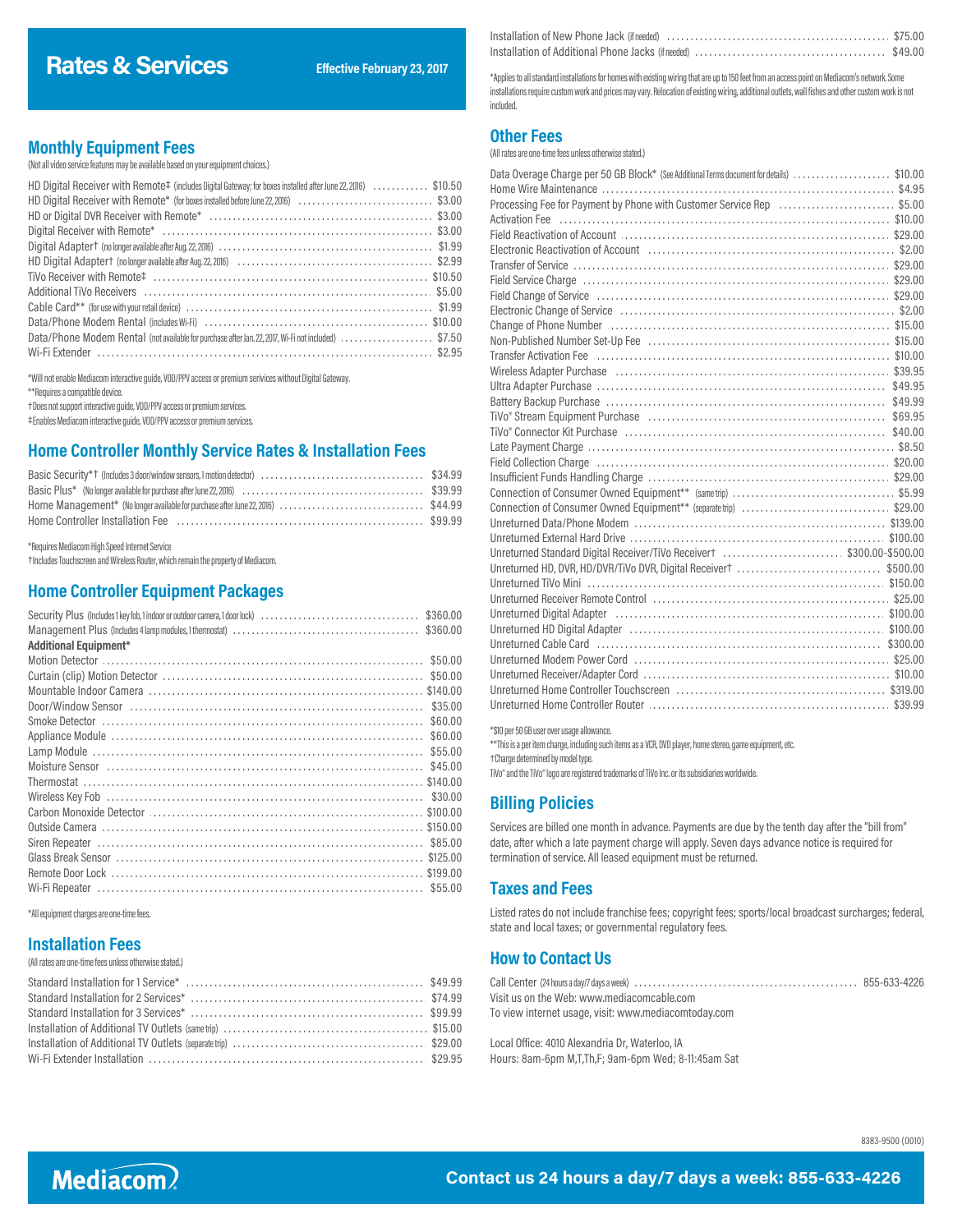# Rates & Services

**Effective February 23, 2017**

## Monthly Equipment Fees

(Not all video service features may be available based on your equipment choices.)

| | |
|---|---|
| HD Digital Receiver with Remote‡ (includes Digital Gateway; for boxes installed after June 22, 2016) | $10.50 |
| HD Digital Receiver with Remote* (for boxes installed before June 22, 2016) | $3.00 |
| HD or Digital DVR Receiver with Remote* | $3.00 |
| Digital Receiver with Remote* | $3.00 |
| Digital Adapter† (no longer available after Aug. 22, 2016) | $1.99 |
| HD Digital Adapter† (no longer available after Aug. 22, 2016) | $2.99 |
| TiVo Receiver with Remote‡ | $10.50 |
| Additional TiVo Receivers | $5.00 |
| Cable Card** (for use with your retail device) | $1.99 |
| Data/Phone Modem Rental (includes Wi-Fi) | $10.00 |
| Data/Phone Modem Rental (not available for purchase after Jan. 22, 2017, Wi-Fi not included) | $7.50 |
| Wi-Fi Extender | $2.95 |

*Will not enable Mediacom interactive guide, VOD/PPV access or premium serivices without Digital Gateway.
**Requires a compatible device.
†Does not support interactive guide, VOD/PPV access or premium services.
‡Enables Mediacom interactive guide, VOD/PPV access or premium services.

## Home Controller Monthly Service Rates & Installation Fees

| | |
|---|---|
| Basic Security*† (Includes 3 door/window sensors, 1 motion detector) | $34.99 |
| Basic Plus* (No longer available for purchase after June 22, 2016) | $39.99 |
| Home Management* (No longer available for purchase after June 22, 2016) | $44.99 |
| Home Controller Installation Fee | $99.99 |

*Requires Mediacom High Speed Internet Service
†Includes Touchscreen and Wireless Router, which remain the property of Mediacom.

## Home Controller Equipment Packages

| | |
|---|---|
| Security Plus (Includes 1 key fob, 1 indoor or outdoor camera, 1 door lock) | $360.00 |
| Management Plus (Includes 4 lamp modules, 1 thermostat) | $360.00 |
| **Additional Equipment*** | |
| Motion Detector | $50.00 |
| Curtain (clip) Motion Detector | $50.00 |
| Mountable Indoor Camera | $140.00 |
| Door/Window Sensor | $35.00 |
| Smoke Detector | $60.00 |
| Appliance Module | $60.00 |
| Lamp Module | $55.00 |
| Moisture Sensor | $45.00 |
| Thermostat | $140.00 |
| Wireless Key Fob | $30.00 |
| Carbon Monoxide Detector | $100.00 |
| Outside Camera | $150.00 |
| Siren Repeater | $85.00 |
| Glass Break Sensor | $125.00 |
| Remote Door Lock | $199.00 |
| Wi-Fi Repeater | $55.00 |

*All equipment charges are one-time fees.

## Installation Fees

(All rates are one-time fees unless otherwise stated.)

| | |
|---|---|
| Standard Installation for 1 Service* | $49.99 |
| Standard Installation for 2 Services* | $74.99 |
| Standard Installation for 3 Services* | $99.99 |
| Installation of Additional TV Outlets (same trip) | $15.00 |
| Installation of Additional TV Outlets (separate trip) | $29.00 |
| Wi-Fi Extender Installation | $29.95 |
| Installation of New Phone Jack (if needed) | $75.00 |
| Installation of Additional Phone Jacks (if needed) | $49.00 |

*Applies to all standard installations for homes with existing wiring that are up to 150 feet from an access point on Mediacom's network. Some installations require custom work and prices may vary. Relocation of existing wiring, additional outlets, wall fishes and other custom work is not included.

## Other Fees

(All rates are one-time fees unless otherwise stated.)

| | |
|---|---|
| Data Overage Charge per 50 GB Block* (See Additional Terms document for details) | $10.00 |
| Home Wire Maintenance | $4.95 |
| Processing Fee for Payment by Phone with Customer Service Rep | $5.00 |
| Activation Fee | $10.00 |
| Field Reactivation of Account | $29.00 |
| Electronic Reactivation of Account | $2.00 |
| Transfer of Service | $29.00 |
| Field Service Charge | $29.00 |
| Field Change of Service | $29.00 |
| Electronic Change of Service | $2.00 |
| Change of Phone Number | $15.00 |
| Non-Published Number Set-Up Fee | $15.00 |
| Transfer Activation Fee | $10.00 |
| Wireless Adapter Purchase | $39.95 |
| Ultra Adapter Purchase | $49.95 |
| Battery Backup Purchase | $49.99 |
| TiVo® Stream Equipment Purchase | $69.95 |
| TiVo® Connector Kit Purchase | $40.00 |
| Late Payment Charge | $8.50 |
| Field Collection Charge | $20.00 |
| Insufficient Funds Handling Charge | $29.00 |
| Connection of Consumer Owned Equipment** (same trip) | $5.99 |
| Connection of Consumer Owned Equipment** (separate trip) | $29.00 |
| Unreturned Data/Phone Modem | $139.00 |
| Unreturned External Hard Drive | $100.00 |
| Unreturned Standard Digital Receiver/TiVo Receiver† | $300.00-$500.00 |
| Unreturned HD, DVR, HD/DVR/TiVo DVR, Digital Receiver† | $500.00 |
| Unreturned TiVo Mini | $150.00 |
| Unreturned Receiver Remote Control | $25.00 |
| Unreturned Digital Adapter | $100.00 |
| Unreturned HD Digital Adapter | $100.00 |
| Unreturned Cable Card | $300.00 |
| Unreturned Modem Power Cord | $25.00 |
| Unreturned Receiver/Adapter Cord | $10.00 |
| Unreturned Home Controller Touchscreen | $319.00 |
| Unreturned Home Controller Router | $39.99 |

*$10 per 50 GB user over usage allowance.
**This is a per item charge, including such items as a VCR, DVD player, home stereo, game equipment, etc.
†Charge determined by model type.
TiVo® and the TiVo® logo are registered trademarks of TiVo Inc. or its subsidiaries worldwide.

## Billing Policies

Services are billed one month in advance. Payments are due by the tenth day after the "bill from" date, after which a late payment charge will apply. Seven days advance notice is required for termination of service. All leased equipment must be returned.

## Taxes and Fees

Listed rates do not include franchise fees; copyright fees; sports/local broadcast surcharges; federal, state and local taxes; or governmental regulatory fees.

## How to Contact Us

Call Center (24 hours a day/7 days a week) ........ 855-633-4226
Visit us on the Web: www.mediacomcable.com
To view internet usage, visit: www.mediacomtoday.com

Local Office: 4010 Alexandria Dr, Waterloo, IA
Hours: 8am-6pm M,T,Th,F; 9am-6pm Wed; 8-11:45am Sat

8383-9500 (0010)

Mediacom

**Contact us 24 hours a day/7 days a week: 855-633-4226**